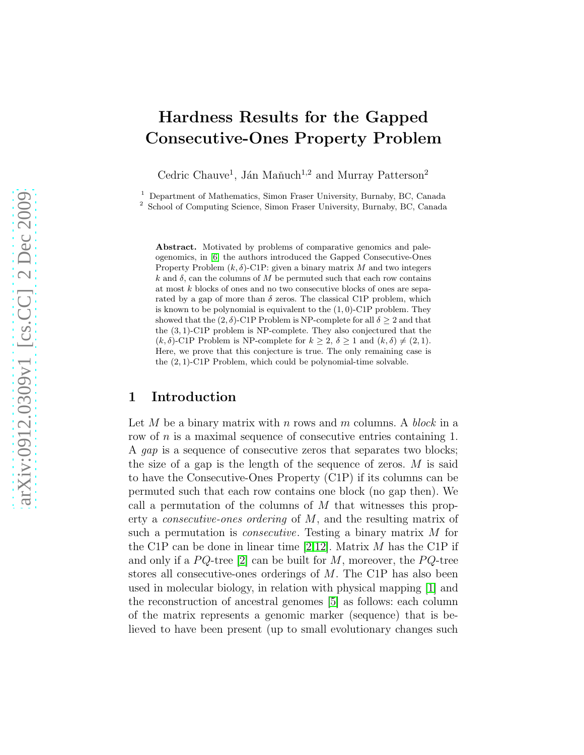# Hardness Results for the Gapped Consecutive-Ones Property Problem

Cedric Chauve[1], Ján Maňuch[1,2] and Murray Patterson[2]

[1] Department of Mathematics, Simon Fraser University, Burnaby, BC, Canada
[2] School of Computing Science, Simon Fraser University, Burnaby, BC, Canada

**Abstract.** Motivated by problems of comparative genomics and paleogenomics, in [6] the authors introduced the Gapped Consecutive-Ones Property Problem $(k, \delta)$-C1P: given a binary matrix $M$ and two integers $k$ and $\delta$, can the columns of $M$ be permuted such that each row contains at most $k$ blocks of ones and no two consecutive blocks of ones are separated by a gap of more than $\delta$ zeros. The classical C1P problem, which is known to be polynomial is equivalent to the $(1, 0)$-C1P problem. They showed that the $(2, \delta)$-C1P Problem is NP-complete for all $\delta \geq 2$ and that the $(3, 1)$-C1P problem is NP-complete. They also conjectured that the $(k, \delta)$-C1P Problem is NP-complete for $k \geq 2$, $\delta \geq 1$ and $(k, \delta) \neq (2, 1)$. Here, we prove that this conjecture is true. The only remaining case is the $(2, 1)$-C1P Problem, which could be polynomial-time solvable.

## 1 Introduction

Let $M$ be a binary matrix with $n$ rows and $m$ columns. A *block* in a row of $n$ is a maximal sequence of consecutive entries containing 1. A *gap* is a sequence of consecutive zeros that separates two blocks; the size of a gap is the length of the sequence of zeros. $M$ is said to have the Consecutive-Ones Property (C1P) if its columns can be permuted such that each row contains one block (no gap then). We call a permutation of the columns of $M$ that witnesses this property a *consecutive-ones ordering* of $M$, and the resulting matrix of such a permutation is *consecutive*. Testing a binary matrix $M$ for the C1P can be done in linear time [2,12]. Matrix $M$ has the C1P if and only if a $PQ$-tree [2] can be built for $M$, moreover, the $PQ$-tree stores all consecutive-ones orderings of $M$. The C1P has also been used in molecular biology, in relation with physical mapping [1] and the reconstruction of ancestral genomes [5] as follows: each column of the matrix represents a genomic marker (sequence) that is believed to have been present (up to small evolutionary changes such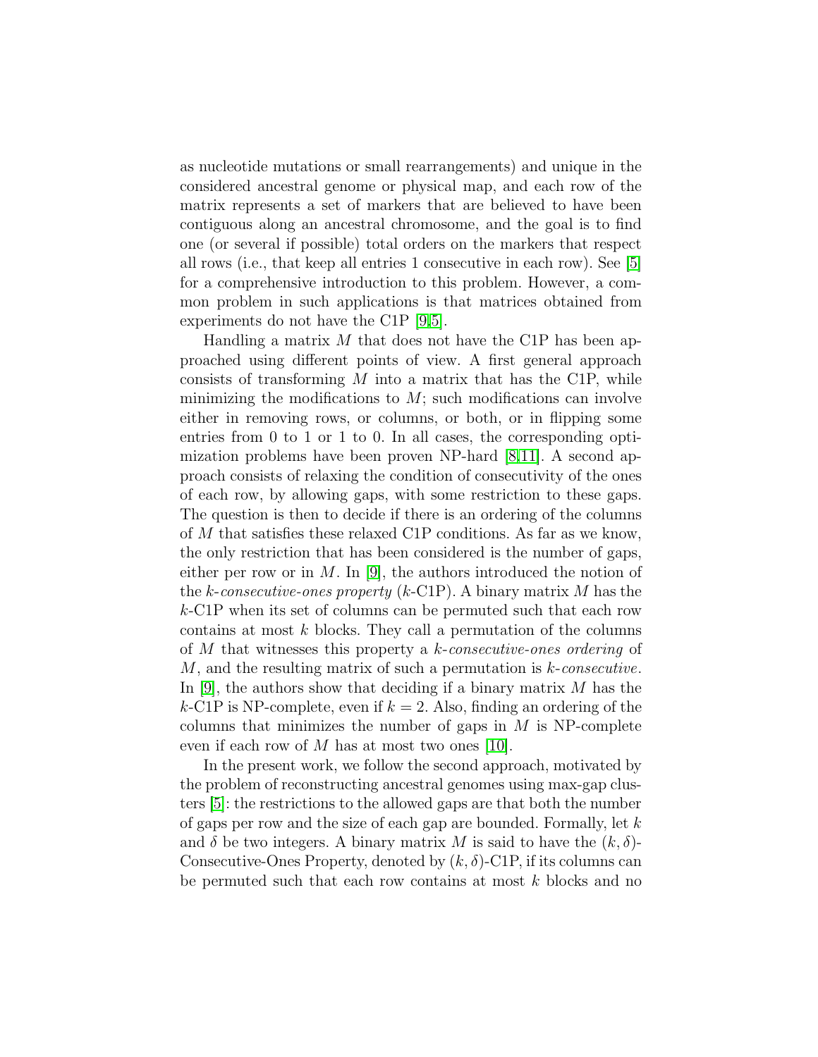as nucleotide mutations or small rearrangements) and unique in the considered ancestral genome or physical map, and each row of the matrix represents a set of markers that are believed to have been contiguous along an ancestral chromosome, and the goal is to find one (or several if possible) total orders on the markers that respect all rows (i.e., that keep all entries 1 consecutive in each row). See [5] for a comprehensive introduction to this problem. However, a common problem in such applications is that matrices obtained from experiments do not have the C1P [9,5].

Handling a matrix $M$ that does not have the C1P has been approached using different points of view. A first general approach consists of transforming $M$ into a matrix that has the C1P, while minimizing the modifications to $M$; such modifications can involve either in removing rows, or columns, or both, or in flipping some entries from 0 to 1 or 1 to 0. In all cases, the corresponding optimization problems have been proven NP-hard [8,11]. A second approach consists of relaxing the condition of consecutivity of the ones of each row, by allowing gaps, with some restriction to these gaps. The question is then to decide if there is an ordering of the columns of $M$ that satisfies these relaxed C1P conditions. As far as we know, the only restriction that has been considered is the number of gaps, either per row or in $M$. In [9], the authors introduced the notion of the *k-consecutive-ones property* ($k$-C1P). A binary matrix $M$ has the $k$-C1P when its set of columns can be permuted such that each row contains at most $k$ blocks. They call a permutation of the columns of $M$ that witnesses this property a *k-consecutive-ones ordering* of $M$, and the resulting matrix of such a permutation is *k-consecutive*. In [9], the authors show that deciding if a binary matrix $M$ has the $k$-C1P is NP-complete, even if $k = 2$. Also, finding an ordering of the columns that minimizes the number of gaps in $M$ is NP-complete even if each row of $M$ has at most two ones [10].

In the present work, we follow the second approach, motivated by the problem of reconstructing ancestral genomes using max-gap clusters [5]: the restrictions to the allowed gaps are that both the number of gaps per row and the size of each gap are bounded. Formally, let $k$ and $\delta$ be two integers. A binary matrix $M$ is said to have the $(k, \delta)$-Consecutive-Ones Property, denoted by $(k, \delta)$-C1P, if its columns can be permuted such that each row contains at most $k$ blocks and no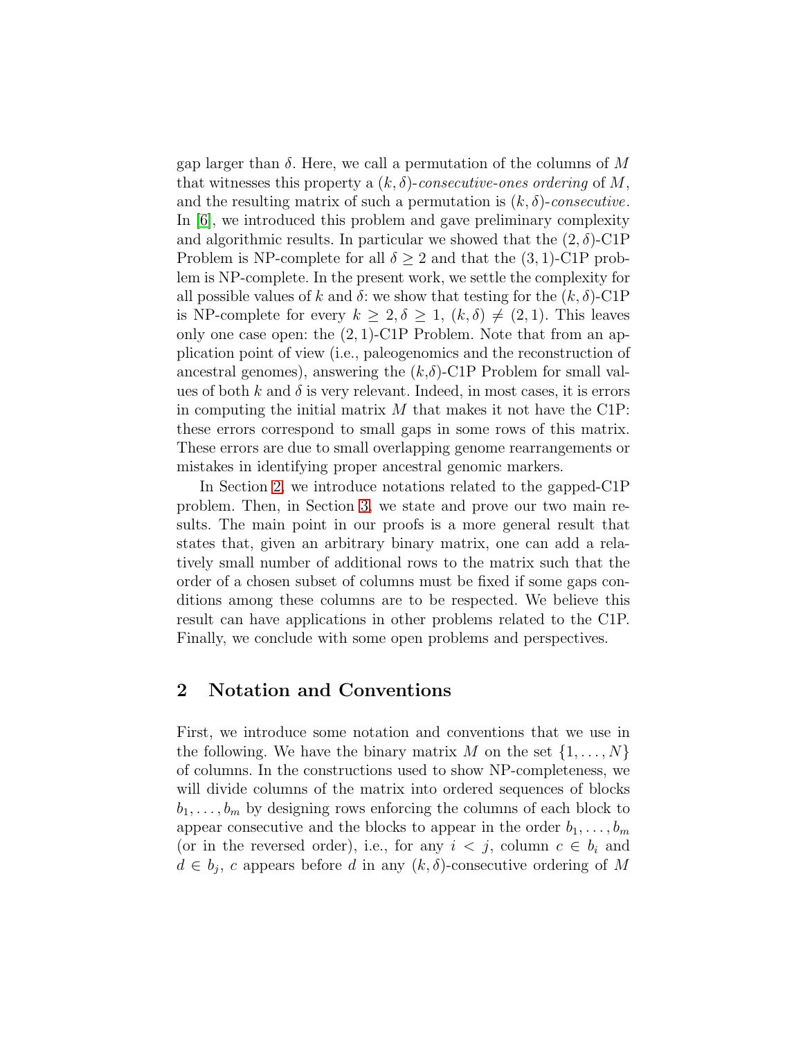gap larger than $\delta$. Here, we call a permutation of the columns of $M$ that witnesses this property a *$(k, \delta)$-consecutive-ones ordering* of $M$, and the resulting matrix of such a permutation is *$(k, \delta)$-consecutive*. In [6], we introduced this problem and gave preliminary complexity and algorithmic results. In particular we showed that the $(2, \delta)$-C1P Problem is NP-complete for all $\delta \geq 2$ and that the $(3, 1)$-C1P problem is NP-complete. In the present work, we settle the complexity for all possible values of $k$ and $\delta$: we show that testing for the $(k, \delta)$-C1P is NP-complete for every $k \geq 2, \delta \geq 1$, $(k, \delta) \neq (2, 1)$. This leaves only one case open: the $(2, 1)$-C1P Problem. Note that from an application point of view (i.e., paleogenomics and the reconstruction of ancestral genomes), answering the $(k,\delta)$-C1P Problem for small values of both $k$ and $\delta$ is very relevant. Indeed, in most cases, it is errors in computing the initial matrix $M$ that makes it not have the C1P: these errors correspond to small gaps in some rows of this matrix. These errors are due to small overlapping genome rearrangements or mistakes in identifying proper ancestral genomic markers.

In Section 2, we introduce notations related to the gapped-C1P problem. Then, in Section 3, we state and prove our two main results. The main point in our proofs is a more general result that states that, given an arbitrary binary matrix, one can add a relatively small number of additional rows to the matrix such that the order of a chosen subset of columns must be fixed if some gaps conditions among these columns are to be respected. We believe this result can have applications in other problems related to the C1P. Finally, we conclude with some open problems and perspectives.

## 2 Notation and Conventions

First, we introduce some notation and conventions that we use in the following. We have the binary matrix $M$ on the set $\{1, \ldots, N\}$ of columns. In the constructions used to show NP-completeness, we will divide columns of the matrix into ordered sequences of blocks $b_1, \ldots, b_m$ by designing rows enforcing the columns of each block to appear consecutive and the blocks to appear in the order $b_1, \ldots, b_m$ (or in the reversed order), i.e., for any $i < j$, column $c \in b_i$ and $d \in b_j$, $c$ appears before $d$ in any $(k, \delta)$-consecutive ordering of $M$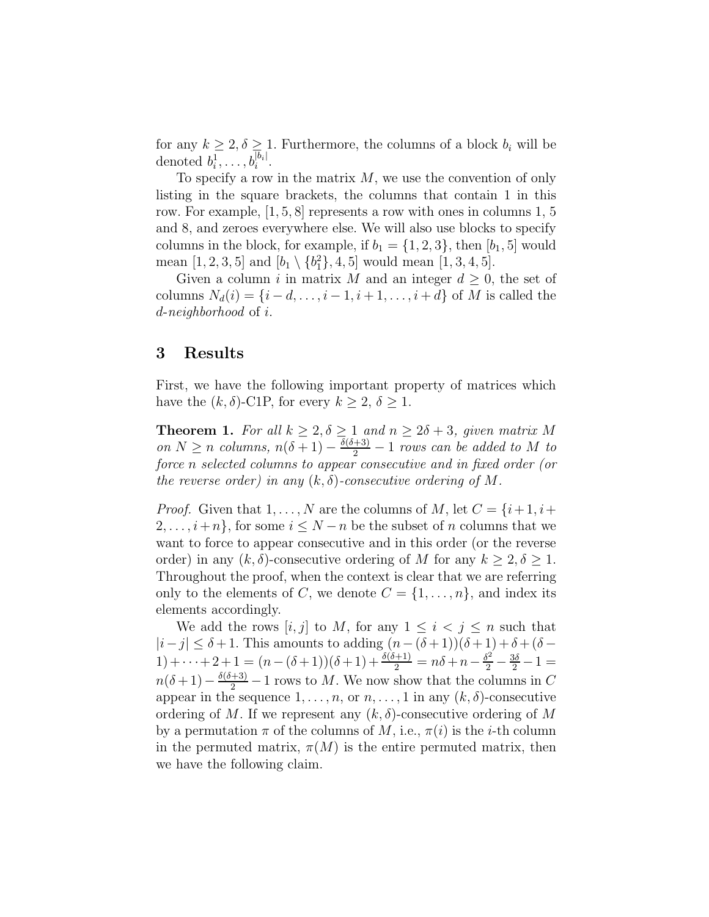for any $k \geq 2, \delta \geq 1$. Furthermore, the columns of a block $b_i$ will be denoted $b_i^1, \ldots, b_i^{|b_i|}$.

To specify a row in the matrix $M$, we use the convention of only listing in the square brackets, the columns that contain 1 in this row. For example, $[1, 5, 8]$ represents a row with ones in columns 1, 5 and 8, and zeroes everywhere else. We will also use blocks to specify columns in the block, for example, if $b_1 = \{1, 2, 3\}$, then $[b_1, 5]$ would mean $[1, 2, 3, 5]$ and $[b_1 \setminus \{b_1^2\}, 4, 5]$ would mean $[1, 3, 4, 5]$.

Given a column $i$ in matrix $M$ and an integer $d \geq 0$, the set of columns $N_d(i) = \{i-d, \ldots, i-1, i+1, \ldots, i+d\}$ of $M$ is called the *d-neighborhood* of $i$.

## 3 Results

First, we have the following important property of matrices which have the $(k, \delta)$-C1P, for every $k \geq 2$, $\delta \geq 1$.

**Theorem 1.** *For all $k \geq 2, \delta \geq 1$ and $n \geq 2\delta + 3$, given matrix $M$ on $N \geq n$ columns, $n(\delta+1) - \frac{\delta(\delta+3)}{2} - 1$ rows can be added to $M$ to force $n$ selected columns to appear consecutive and in fixed order (or the reverse order) in any $(k, \delta)$-consecutive ordering of $M$.*

*Proof.* Given that $1, \ldots, N$ are the columns of $M$, let $C = \{i+1, i+2, \ldots, i+n\}$, for some $i \leq N - n$ be the subset of $n$ columns that we want to force to appear consecutive and in this order (or the reverse order) in any $(k, \delta)$-consecutive ordering of $M$ for any $k \geq 2, \delta \geq 1$. Throughout the proof, when the context is clear that we are referring only to the elements of $C$, we denote $C = \{1, \ldots, n\}$, and index its elements accordingly.

We add the rows $[i, j]$ to $M$, for any $1 \leq i < j \leq n$ such that $|i - j| \leq \delta + 1$. This amounts to adding $(n-(\delta+1))(\delta+1) + \delta + (\delta - 1) + \cdots + 2 + 1 = (n-(\delta+1))(\delta+1) + \frac{\delta(\delta+1)}{2} = n\delta + n - \frac{\delta^2}{2} - \frac{3\delta}{2} - 1 = n(\delta+1) - \frac{\delta(\delta+3)}{2} - 1$ rows to $M$. We now show that the columns in $C$ appear in the sequence $1, \ldots, n$, or $n, \ldots, 1$ in any $(k, \delta)$-consecutive ordering of $M$. If we represent any $(k, \delta)$-consecutive ordering of $M$ by a permutation $\pi$ of the columns of $M$, i.e., $\pi(i)$ is the $i$-th column in the permuted matrix, $\pi(M)$ is the entire permuted matrix, then we have the following claim.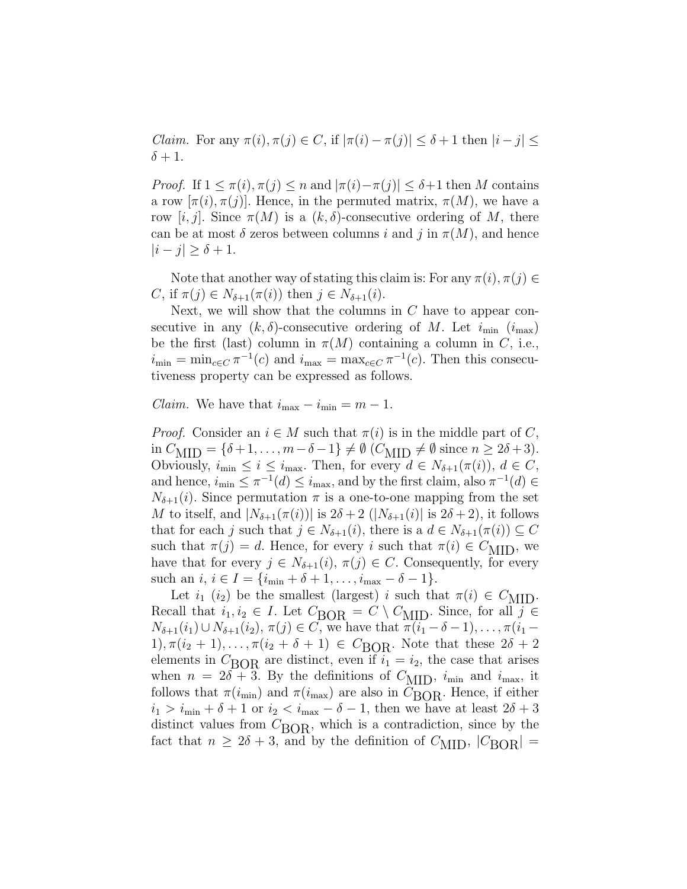*Claim.* For any $\pi(i), \pi(j) \in C$, if $|\pi(i) - \pi(j)| \leq \delta + 1$ then $|i - j| \leq \delta + 1$.

*Proof.* If $1 \leq \pi(i), \pi(j) \leq n$ and $|\pi(i) - \pi(j)| \leq \delta + 1$ then $M$ contains a row $[\pi(i), \pi(j)]$. Hence, in the permuted matrix, $\pi(M)$, we have a row $[i, j]$. Since $\pi(M)$ is a $(k, \delta)$-consecutive ordering of $M$, there can be at most $\delta$ zeros between columns $i$ and $j$ in $\pi(M)$, and hence $|i - j| \geq \delta + 1$.

Note that another way of stating this claim is: For any $\pi(i), \pi(j) \in C$, if $\pi(j) \in N_{\delta+1}(\pi(i))$ then $j \in N_{\delta+1}(i)$.

Next, we will show that the columns in $C$ have to appear consecutive in any $(k, \delta)$-consecutive ordering of $M$. Let $i_{\min}$ ($i_{\max}$) be the first (last) column in $\pi(M)$ containing a column in $C$, i.e., $i_{\min} = \min_{c \in C} \pi^{-1}(c)$ and $i_{\max} = \max_{c \in C} \pi^{-1}(c)$. Then this consecutiveness property can be expressed as follows.

*Claim.* We have that $i_{\max} - i_{\min} = m - 1$.

*Proof.* Consider an $i \in M$ such that $\pi(i)$ is in the middle part of $C$, in $C_{\text{MID}} = \{\delta + 1, \ldots, m - \delta - 1\} \neq \emptyset$ ($C_{\text{MID}} \neq \emptyset$ since $n \geq 2\delta + 3$). Obviously, $i_{\min} \leq i \leq i_{\max}$. Then, for every $d \in N_{\delta+1}(\pi(i))$, $d \in C$, and hence, $i_{\min} \leq \pi^{-1}(d) \leq i_{\max}$, and by the first claim, also $\pi^{-1}(d) \in N_{\delta+1}(i)$. Since permutation $\pi$ is a one-to-one mapping from the set $M$ to itself, and $|N_{\delta+1}(\pi(i))|$ is $2\delta + 2$ ($|N_{\delta+1}(i)|$ is $2\delta + 2$), it follows that for each $j$ such that $j \in N_{\delta+1}(i)$, there is a $d \in N_{\delta+1}(\pi(i)) \subseteq C$ such that $\pi(j) = d$. Hence, for every $i$ such that $\pi(i) \in C_{\text{MID}}$, we have that for every $j \in N_{\delta+1}(i)$, $\pi(j) \in C$. Consequently, for every such an $i$, $i \in I = \{i_{\min} + \delta + 1, \ldots, i_{\max} - \delta - 1\}$.

Let $i_1$ ($i_2$) be the smallest (largest) $i$ such that $\pi(i) \in C_{\text{MID}}$. Recall that $i_1, i_2 \in I$. Let $C_{\text{BOR}} = C \setminus C_{\text{MID}}$. Since, for all $j \in N_{\delta+1}(i_1) \cup N_{\delta+1}(i_2)$, $\pi(j) \in C$, we have that $\pi(i_1 - \delta - 1), \ldots, \pi(i_1 - 1), \pi(i_2 + 1), \ldots, \pi(i_2 + \delta + 1) \in C_{\text{BOR}}$. Note that these $2\delta + 2$ elements in $C_{\text{BOR}}$ are distinct, even if $i_1 = i_2$, the case that arises when $n = 2\delta + 3$. By the definitions of $C_{\text{MID}}$, $i_{\min}$ and $i_{\max}$, it follows that $\pi(i_{\min})$ and $\pi(i_{\max})$ are also in $C_{\text{BOR}}$. Hence, if either $i_1 > i_{\min} + \delta + 1$ or $i_2 < i_{\max} - \delta - 1$, then we have at least $2\delta + 3$ distinct values from $C_{\text{BOR}}$, which is a contradiction, since by the fact that $n \geq 2\delta + 3$, and by the definition of $C_{\text{MID}}$, $|C_{\text{BOR}}| =$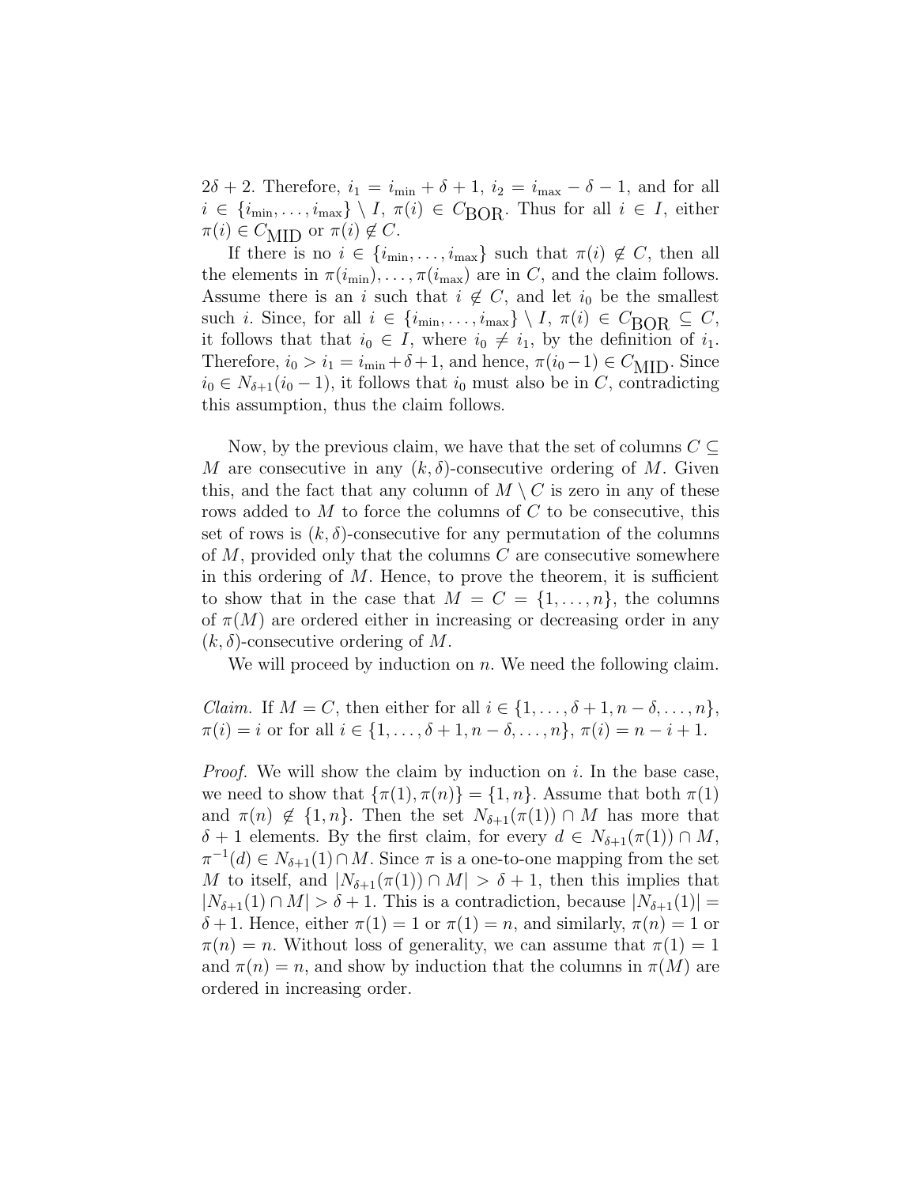$2\delta + 2$. Therefore, $i_1 = i_{\min} + \delta + 1$, $i_2 = i_{\max} - \delta - 1$, and for all $i \in \{i_{\min}, \ldots, i_{\max}\} \setminus I$, $\pi(i) \in C_{\text{BOR}}$. Thus for all $i \in I$, either $\pi(i) \in C_{\text{MID}}$ or $\pi(i) \notin C$.

If there is no $i \in \{i_{\min}, \ldots, i_{\max}\}$ such that $\pi(i) \notin C$, then all the elements in $\pi(i_{\min}), \ldots, \pi(i_{\max})$ are in $C$, and the claim follows. Assume there is an $i$ such that $i \notin C$, and let $i_0$ be the smallest such $i$. Since, for all $i \in \{i_{\min}, \ldots, i_{\max}\} \setminus I$, $\pi(i) \in C_{\text{BOR}} \subseteq C$, it follows that that $i_0 \in I$, where $i_0 \neq i_1$, by the definition of $i_1$. Therefore, $i_0 > i_1 = i_{\min} + \delta + 1$, and hence, $\pi(i_0 - 1) \in C_{\text{MID}}$. Since $i_0 \in N_{\delta+1}(i_0 - 1)$, it follows that $i_0$ must also be in $C$, contradicting this assumption, thus the claim follows.

Now, by the previous claim, we have that the set of columns $C \subseteq M$ are consecutive in any $(k, \delta)$-consecutive ordering of $M$. Given this, and the fact that any column of $M \setminus C$ is zero in any of these rows added to $M$ to force the columns of $C$ to be consecutive, this set of rows is $(k, \delta)$-consecutive for any permutation of the columns of $M$, provided only that the columns $C$ are consecutive somewhere in this ordering of $M$. Hence, to prove the theorem, it is sufficient to show that in the case that $M = C = \{1, \ldots, n\}$, the columns of $\pi(M)$ are ordered either in increasing or decreasing order in any $(k, \delta)$-consecutive ordering of $M$.

We will proceed by induction on $n$. We need the following claim.

*Claim.* If $M = C$, then either for all $i \in \{1, \ldots, \delta + 1, n - \delta, \ldots, n\}$, $\pi(i) = i$ or for all $i \in \{1, \ldots, \delta + 1, n - \delta, \ldots, n\}$, $\pi(i) = n - i + 1$.

*Proof.* We will show the claim by induction on $i$. In the base case, we need to show that $\{\pi(1), \pi(n)\} = \{1, n\}$. Assume that both $\pi(1)$ and $\pi(n) \notin \{1, n\}$. Then the set $N_{\delta+1}(\pi(1)) \cap M$ has more that $\delta + 1$ elements. By the first claim, for every $d \in N_{\delta+1}(\pi(1)) \cap M$, $\pi^{-1}(d) \in N_{\delta+1}(1) \cap M$. Since $\pi$ is a one-to-one mapping from the set $M$ to itself, and $|N_{\delta+1}(\pi(1)) \cap M| > \delta + 1$, then this implies that $|N_{\delta+1}(1) \cap M| > \delta + 1$. This is a contradiction, because $|N_{\delta+1}(1)| = \delta + 1$. Hence, either $\pi(1) = 1$ or $\pi(1) = n$, and similarly, $\pi(n) = 1$ or $\pi(n) = n$. Without loss of generality, we can assume that $\pi(1) = 1$ and $\pi(n) = n$, and show by induction that the columns in $\pi(M)$ are ordered in increasing order.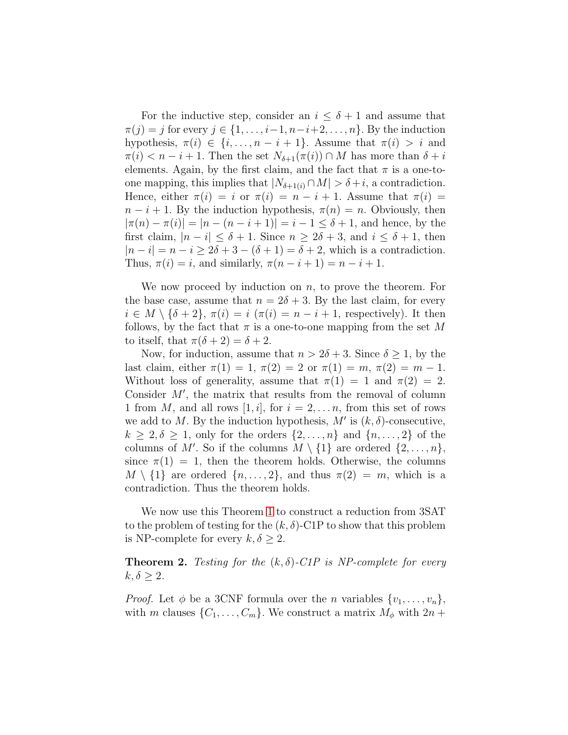For the inductive step, consider an $i \leq \delta + 1$ and assume that $\pi(j) = j$ for every $j \in \{1, \ldots, i-1, n-i+2, \ldots, n\}$. By the induction hypothesis, $\pi(i) \in \{i, \ldots, n-i+1\}$. Assume that $\pi(i) > i$ and $\pi(i) < n - i + 1$. Then the set $N_{\delta+1}(\pi(i)) \cap M$ has more than $\delta + i$ elements. Again, by the first claim, and the fact that $\pi$ is a one-to-one mapping, this implies that $|N_{\delta+1(i)} \cap M| > \delta + i$, a contradiction. Hence, either $\pi(i) = i$ or $\pi(i) = n - i + 1$. Assume that $\pi(i) = n - i + 1$. By the induction hypothesis, $\pi(n) = n$. Obviously, then $|\pi(n) - \pi(i)| = |n - (n - i + 1)| = i - 1 \leq \delta + 1$, and hence, by the first claim, $|n - i| \leq \delta + 1$. Since $n \geq 2\delta + 3$, and $i \leq \delta + 1$, then $|n - i| = n - i \geq 2\delta + 3 - (\delta + 1) = \delta + 2$, which is a contradiction. Thus, $\pi(i) = i$, and similarly, $\pi(n - i + 1) = n - i + 1$.

We now proceed by induction on $n$, to prove the theorem. For the base case, assume that $n = 2\delta + 3$. By the last claim, for every $i \in M \setminus \{\delta + 2\}$, $\pi(i) = i$ ($\pi(i) = n - i + 1$, respectively). It then follows, by the fact that $\pi$ is a one-to-one mapping from the set $M$ to itself, that $\pi(\delta + 2) = \delta + 2$.

Now, for induction, assume that $n > 2\delta + 3$. Since $\delta \geq 1$, by the last claim, either $\pi(1) = 1$, $\pi(2) = 2$ or $\pi(1) = m$, $\pi(2) = m - 1$. Without loss of generality, assume that $\pi(1) = 1$ and $\pi(2) = 2$. Consider $M'$, the matrix that results from the removal of column 1 from $M$, and all rows $[1, i]$, for $i = 2, \ldots n$, from this set of rows we add to $M$. By the induction hypothesis, $M'$ is $(k, \delta)$-consecutive, $k \geq 2, \delta \geq 1$, only for the orders $\{2, \ldots, n\}$ and $\{n, \ldots, 2\}$ of the columns of $M'$. So if the columns $M \setminus \{1\}$ are ordered $\{2, \ldots, n\}$, since $\pi(1) = 1$, then the theorem holds. Otherwise, the columns $M \setminus \{1\}$ are ordered $\{n, \ldots, 2\}$, and thus $\pi(2) = m$, which is a contradiction. Thus the theorem holds.

We now use this Theorem 1 to construct a reduction from 3SAT to the problem of testing for the $(k, \delta)$-C1P to show that this problem is NP-complete for every $k, \delta \geq 2$.

**Theorem 2.** *Testing for the $(k, \delta)$-C1P is NP-complete for every $k, \delta \geq 2$.*

*Proof.* Let $\phi$ be a 3CNF formula over the $n$ variables $\{v_1, \ldots, v_n\}$, with $m$ clauses $\{C_1, \ldots, C_m\}$. We construct a matrix $M_\phi$ with $2n +$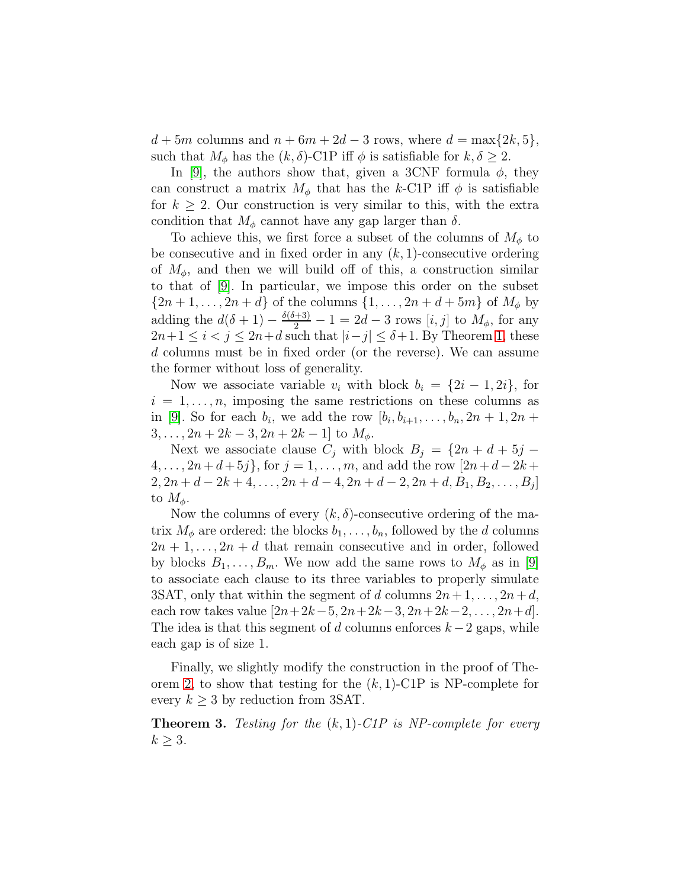$d + 5m$ columns and $n + 6m + 2d - 3$ rows, where $d = \max\{2k, 5\}$, such that $M_\phi$ has the $(k, \delta)$-C1P iff $\phi$ is satisfiable for $k, \delta \geq 2$.

In [9], the authors show that, given a 3CNF formula $\phi$, they can construct a matrix $M_\phi$ that has the $k$-C1P iff $\phi$ is satisfiable for $k \geq 2$. Our construction is very similar to this, with the extra condition that $M_\phi$ cannot have any gap larger than $\delta$.

To achieve this, we first force a subset of the columns of $M_\phi$ to be consecutive and in fixed order in any $(k, 1)$-consecutive ordering of $M_\phi$, and then we will build off of this, a construction similar to that of [9]. In particular, we impose this order on the subset $\{2n+1, \ldots, 2n+d\}$ of the columns $\{1, \ldots, 2n+d+5m\}$ of $M_\phi$ by adding the $d(\delta+1) - \frac{\delta(\delta+3)}{2} - 1 = 2d - 3$ rows $[i, j]$ to $M_\phi$, for any $2n+1 \leq i < j \leq 2n+d$ such that $|i-j| \leq \delta+1$. By Theorem 1, these $d$ columns must be in fixed order (or the reverse). We can assume the former without loss of generality.

Now we associate variable $v_i$ with block $b_i = \{2i-1, 2i\}$, for $i = 1, \ldots, n$, imposing the same restrictions on these columns as in [9]. So for each $b_i$, we add the row $[b_i, b_{i+1}, \ldots, b_n, 2n+1, 2n+3, \ldots, 2n+2k-3, 2n+2k-1]$ to $M_\phi$.

Next we associate clause $C_j$ with block $B_j = \{2n+d+5j-4, \ldots, 2n+d+5j\}$, for $j = 1, \ldots, m$, and add the row $[2n+d-2k+2, 2n+d-2k+4, \ldots, 2n+d-4, 2n+d-2, 2n+d, B_1, B_2, \ldots, B_j]$ to $M_\phi$.

Now the columns of every $(k, \delta)$-consecutive ordering of the matrix $M_\phi$ are ordered: the blocks $b_1, \ldots, b_n$, followed by the $d$ columns $2n+1, \ldots, 2n+d$ that remain consecutive and in order, followed by blocks $B_1, \ldots, B_m$. We now add the same rows to $M_\phi$ as in [9] to associate each clause to its three variables to properly simulate 3SAT, only that within the segment of $d$ columns $2n+1, \ldots, 2n+d$, each row takes value $[2n+2k-5, 2n+2k-3, 2n+2k-2, \ldots, 2n+d]$. The idea is that this segment of $d$ columns enforces $k-2$ gaps, while each gap is of size 1.

Finally, we slightly modify the construction in the proof of Theorem 2, to show that testing for the $(k, 1)$-C1P is NP-complete for every $k \geq 3$ by reduction from 3SAT.

**Theorem 3.** *Testing for the $(k, 1)$-C1P is NP-complete for every $k \geq 3$.*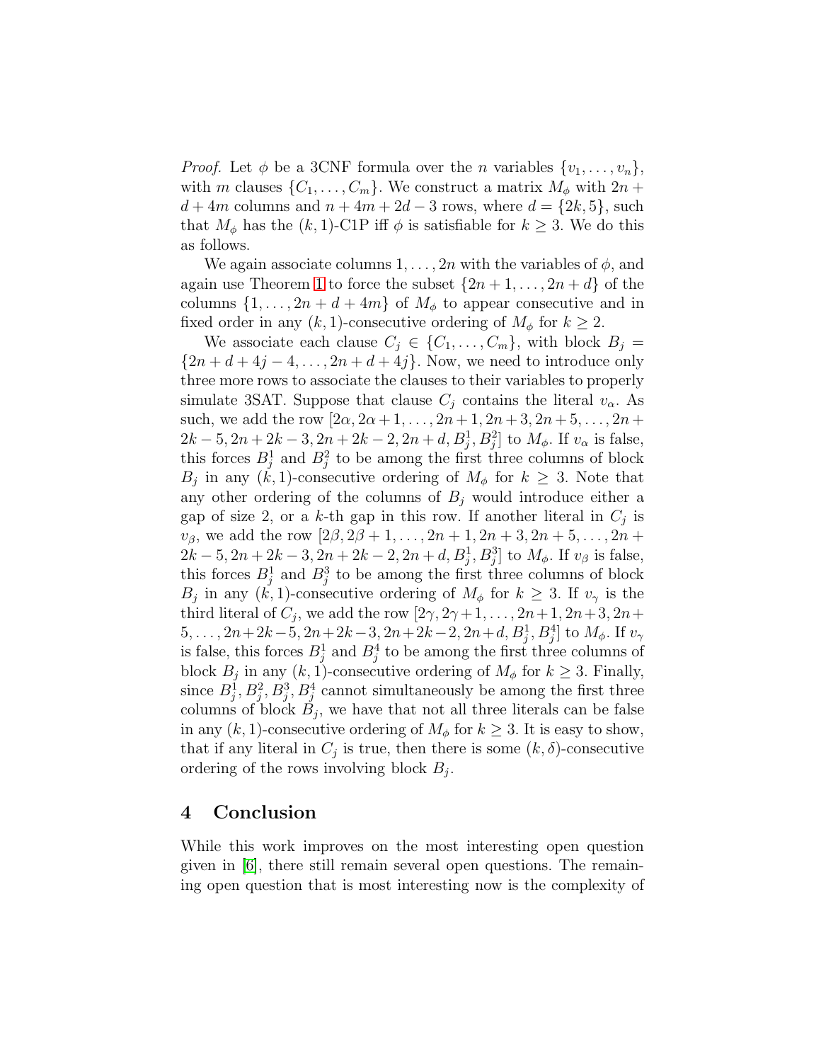*Proof.* Let $\phi$ be a 3CNF formula over the $n$ variables $\{v_1, \ldots, v_n\}$, with $m$ clauses $\{C_1, \ldots, C_m\}$. We construct a matrix $M_\phi$ with $2n + d + 4m$ columns and $n + 4m + 2d - 3$ rows, where $d = \{2k, 5\}$, such that $M_\phi$ has the $(k, 1)$-C1P iff $\phi$ is satisfiable for $k \geq 3$. We do this as follows.

We again associate columns $1, \ldots, 2n$ with the variables of $\phi$, and again use Theorem 1 to force the subset $\{2n+1, \ldots, 2n+d\}$ of the columns $\{1, \ldots, 2n + d + 4m\}$ of $M_\phi$ to appear consecutive and in fixed order in any $(k, 1)$-consecutive ordering of $M_\phi$ for $k \geq 2$.

We associate each clause $C_j \in \{C_1, \ldots, C_m\}$, with block $B_j = \{2n + d + 4j - 4, \ldots, 2n + d + 4j\}$. Now, we need to introduce only three more rows to associate the clauses to their variables to properly simulate 3SAT. Suppose that clause $C_j$ contains the literal $v_\alpha$. As such, we add the row $[2\alpha, 2\alpha + 1, \ldots, 2n + 1, 2n + 3, 2n + 5, \ldots, 2n + 2k - 5, 2n + 2k - 3, 2n + 2k - 2, 2n + d, B_j^1, B_j^2]$ to $M_\phi$. If $v_\alpha$ is false, this forces $B_j^1$ and $B_j^2$ to be among the first three columns of block $B_j$ in any $(k, 1)$-consecutive ordering of $M_\phi$ for $k \geq 3$. Note that any other ordering of the columns of $B_j$ would introduce either a gap of size 2, or a $k$-th gap in this row. If another literal in $C_j$ is $v_\beta$, we add the row $[2\beta, 2\beta + 1, \ldots, 2n + 1, 2n + 3, 2n + 5, \ldots, 2n + 2k - 5, 2n + 2k - 3, 2n + 2k - 2, 2n + d, B_j^1, B_j^3]$ to $M_\phi$. If $v_\beta$ is false, this forces $B_j^1$ and $B_j^3$ to be among the first three columns of block $B_j$ in any $(k, 1)$-consecutive ordering of $M_\phi$ for $k \geq 3$. If $v_\gamma$ is the third literal of $C_j$, we add the row $[2\gamma, 2\gamma + 1, \ldots, 2n + 1, 2n + 3, 2n + 5, \ldots, 2n + 2k - 5, 2n + 2k - 3, 2n + 2k - 2, 2n + d, B_j^1, B_j^4]$ to $M_\phi$. If $v_\gamma$ is false, this forces $B_j^1$ and $B_j^4$ to be among the first three columns of block $B_j$ in any $(k, 1)$-consecutive ordering of $M_\phi$ for $k \geq 3$. Finally, since $B_j^1, B_j^2, B_j^3, B_j^4$ cannot simultaneously be among the first three columns of block $B_j$, we have that not all three literals can be false in any $(k, 1)$-consecutive ordering of $M_\phi$ for $k \geq 3$. It is easy to show, that if any literal in $C_j$ is true, then there is some $(k, \delta)$-consecutive ordering of the rows involving block $B_j$.

## 4 Conclusion

While this work improves on the most interesting open question given in [6], there still remain several open questions. The remaining open question that is most interesting now is the complexity of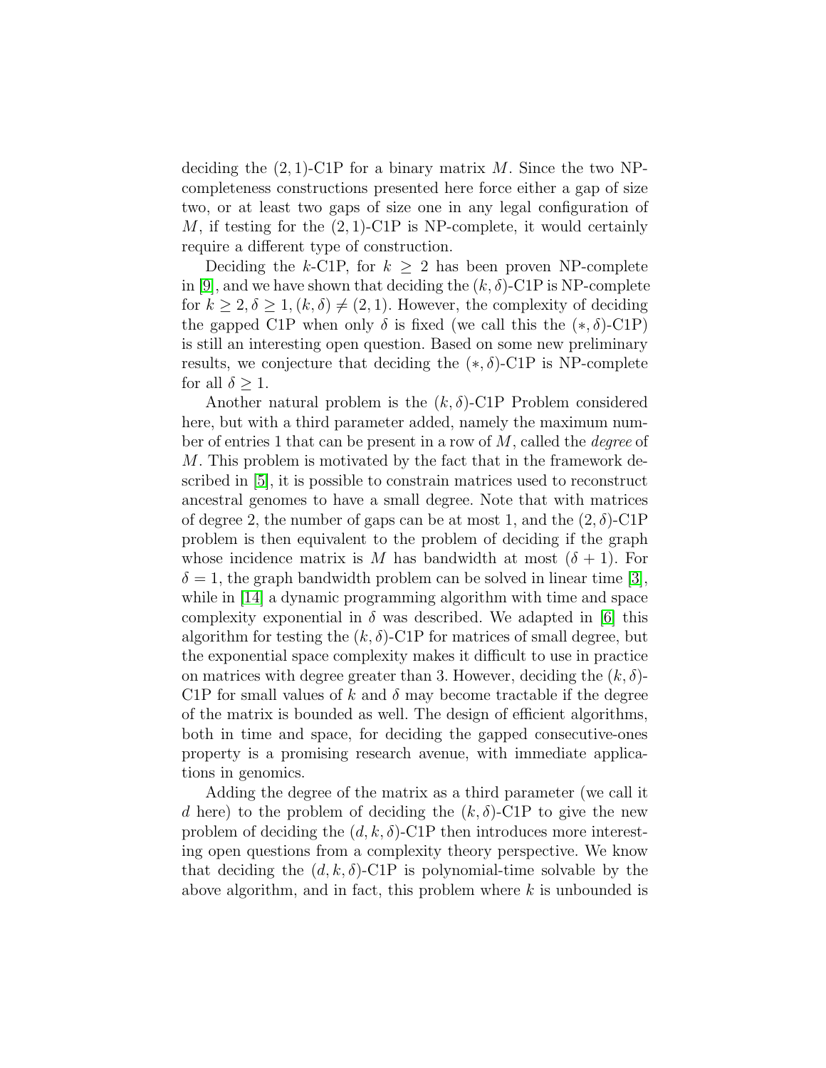deciding the $(2,1)$-C1P for a binary matrix $M$. Since the two NP-completeness constructions presented here force either a gap of size two, or at least two gaps of size one in any legal configuration of $M$, if testing for the $(2,1)$-C1P is NP-complete, it would certainly require a different type of construction.

Deciding the $k$-C1P, for $k \geq 2$ has been proven NP-complete in [9], and we have shown that deciding the $(k,\delta)$-C1P is NP-complete for $k \geq 2, \delta \geq 1, (k,\delta) \neq (2,1)$. However, the complexity of deciding the gapped C1P when only $\delta$ is fixed (we call this the $(*,\delta)$-C1P) is still an interesting open question. Based on some new preliminary results, we conjecture that deciding the $(*,\delta)$-C1P is NP-complete for all $\delta \geq 1$.

Another natural problem is the $(k,\delta)$-C1P Problem considered here, but with a third parameter added, namely the maximum number of entries 1 that can be present in a row of $M$, called the *degree* of $M$. This problem is motivated by the fact that in the framework described in [5], it is possible to constrain matrices used to reconstruct ancestral genomes to have a small degree. Note that with matrices of degree 2, the number of gaps can be at most 1, and the $(2,\delta)$-C1P problem is then equivalent to the problem of deciding if the graph whose incidence matrix is $M$ has bandwidth at most $(\delta+1)$. For $\delta = 1$, the graph bandwidth problem can be solved in linear time [3], while in [14] a dynamic programming algorithm with time and space complexity exponential in $\delta$ was described. We adapted in [6] this algorithm for testing the $(k,\delta)$-C1P for matrices of small degree, but the exponential space complexity makes it difficult to use in practice on matrices with degree greater than 3. However, deciding the $(k,\delta)$-C1P for small values of $k$ and $\delta$ may become tractable if the degree of the matrix is bounded as well. The design of efficient algorithms, both in time and space, for deciding the gapped consecutive-ones property is a promising research avenue, with immediate applications in genomics.

Adding the degree of the matrix as a third parameter (we call it $d$ here) to the problem of deciding the $(k,\delta)$-C1P to give the new problem of deciding the $(d,k,\delta)$-C1P then introduces more interesting open questions from a complexity theory perspective. We know that deciding the $(d,k,\delta)$-C1P is polynomial-time solvable by the above algorithm, and in fact, this problem where $k$ is unbounded is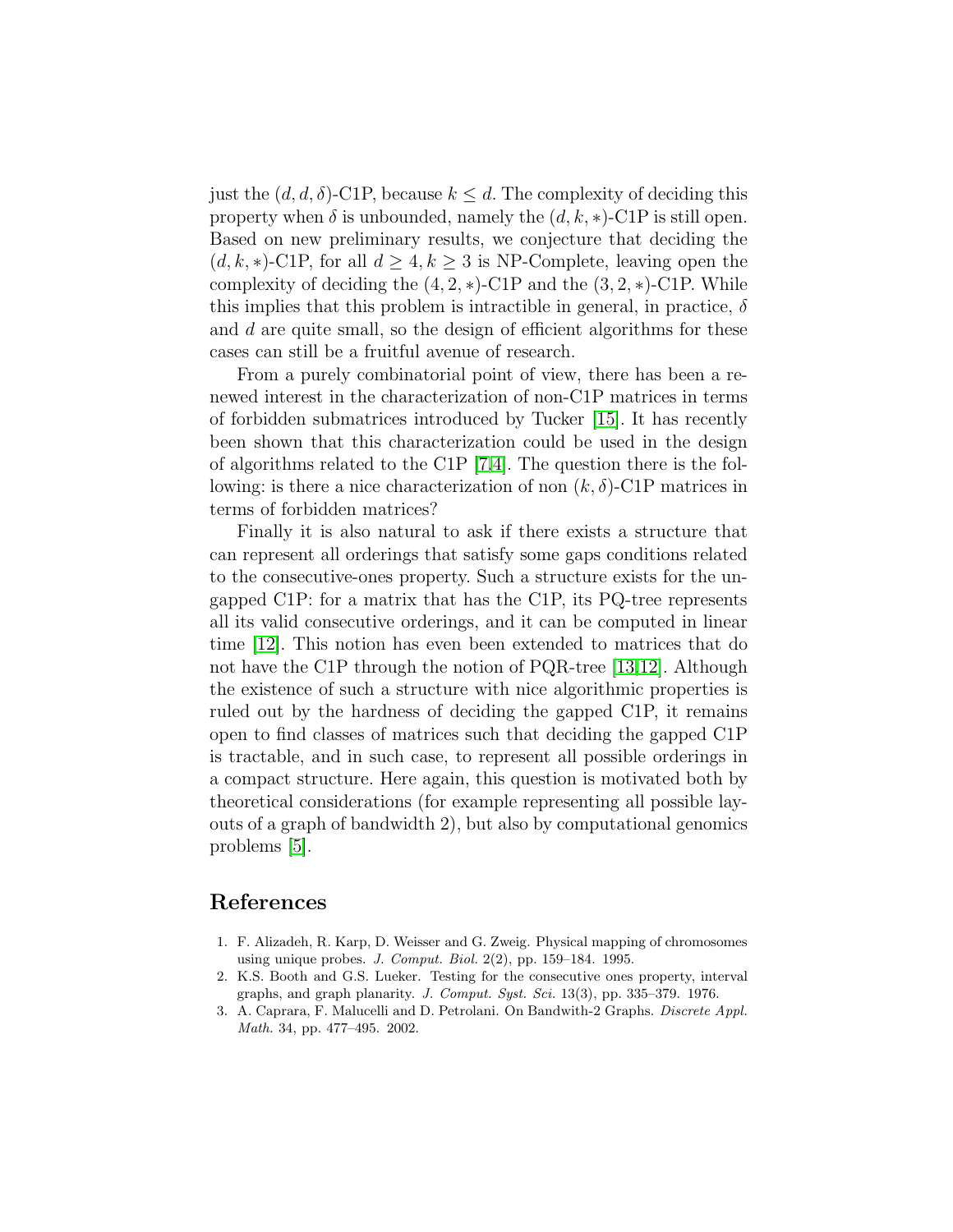just the $(d, d, \delta)$-C1P, because $k \leq d$. The complexity of deciding this property when $\delta$ is unbounded, namely the $(d, k, *)$-C1P is still open. Based on new preliminary results, we conjecture that deciding the $(d, k, *)$-C1P, for all $d \geq 4, k \geq 3$ is NP-Complete, leaving open the complexity of deciding the $(4, 2, *)$-C1P and the $(3, 2, *)$-C1P. While this implies that this problem is intractible in general, in practice, $\delta$ and $d$ are quite small, so the design of efficient algorithms for these cases can still be a fruitful avenue of research.

From a purely combinatorial point of view, there has been a renewed interest in the characterization of non-C1P matrices in terms of forbidden submatrices introduced by Tucker [15]. It has recently been shown that this characterization could be used in the design of algorithms related to the C1P [7,4]. The question there is the following: is there a nice characterization of non $(k, \delta)$-C1P matrices in terms of forbidden matrices?

Finally it is also natural to ask if there exists a structure that can represent all orderings that satisfy some gaps conditions related to the consecutive-ones property. Such a structure exists for the ungapped C1P: for a matrix that has the C1P, its PQ-tree represents all its valid consecutive orderings, and it can be computed in linear time [12]. This notion has even been extended to matrices that do not have the C1P through the notion of PQR-tree [13,12]. Although the existence of such a structure with nice algorithmic properties is ruled out by the hardness of deciding the gapped C1P, it remains open to find classes of matrices such that deciding the gapped C1P is tractable, and in such case, to represent all possible orderings in a compact structure. Here again, this question is motivated both by theoretical considerations (for example representing all possible layouts of a graph of bandwidth 2), but also by computational genomics problems [5].

## References

1. F. Alizadeh, R. Karp, D. Weisser and G. Zweig. Physical mapping of chromosomes using unique probes. *J. Comput. Biol.* 2(2), pp. 159–184. 1995.
2. K.S. Booth and G.S. Lueker. Testing for the consecutive ones property, interval graphs, and graph planarity. *J. Comput. Syst. Sci.* 13(3), pp. 335–379. 1976.
3. A. Caprara, F. Malucelli and D. Petrolani. On Bandwith-2 Graphs. *Discrete Appl. Math.* 34, pp. 477–495. 2002.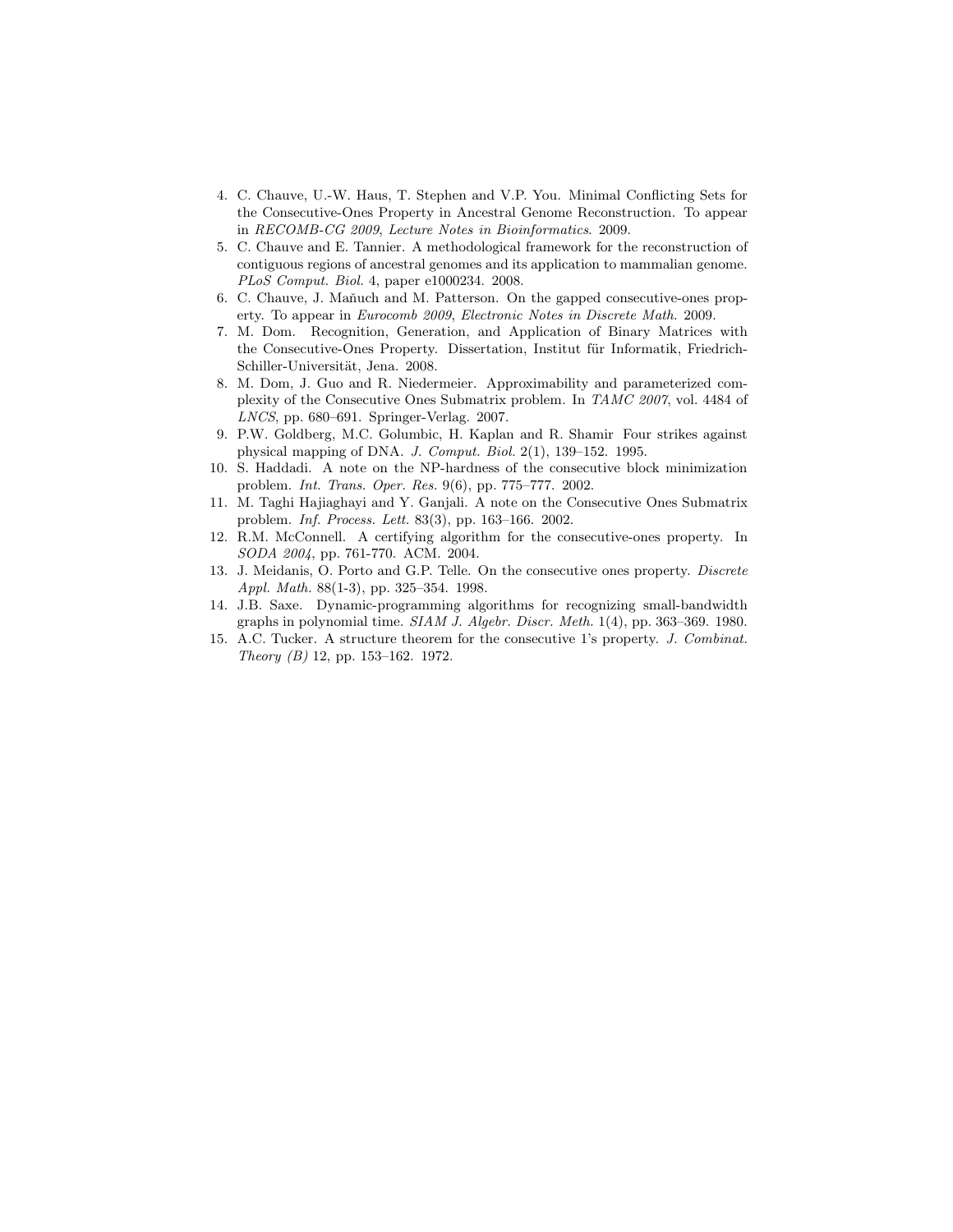4. C. Chauve, U.-W. Haus, T. Stephen and V.P. You. Minimal Conflicting Sets for the Consecutive-Ones Property in Ancestral Genome Reconstruction. To appear in *RECOMB-CG 2009*, *Lecture Notes in Bioinformatics*. 2009.
5. C. Chauve and E. Tannier. A methodological framework for the reconstruction of contiguous regions of ancestral genomes and its application to mammalian genome. *PLoS Comput. Biol.* 4, paper e1000234. 2008.
6. C. Chauve, J. Maňuch and M. Patterson. On the gapped consecutive-ones property. To appear in *Eurocomb 2009*, *Electronic Notes in Discrete Math*. 2009.
7. M. Dom. Recognition, Generation, and Application of Binary Matrices with the Consecutive-Ones Property. Dissertation, Institut für Informatik, Friedrich-Schiller-Universität, Jena. 2008.
8. M. Dom, J. Guo and R. Niedermeier. Approximability and parameterized complexity of the Consecutive Ones Submatrix problem. In *TAMC 2007*, vol. 4484 of *LNCS*, pp. 680–691. Springer-Verlag. 2007.
9. P.W. Goldberg, M.C. Golumbic, H. Kaplan and R. Shamir Four strikes against physical mapping of DNA. *J. Comput. Biol.* 2(1), 139–152. 1995.
10. S. Haddadi. A note on the NP-hardness of the consecutive block minimization problem. *Int. Trans. Oper. Res.* 9(6), pp. 775–777. 2002.
11. M. Taghi Hajiaghayi and Y. Ganjali. A note on the Consecutive Ones Submatrix problem. *Inf. Process. Lett.* 83(3), pp. 163–166. 2002.
12. R.M. McConnell. A certifying algorithm for the consecutive-ones property. In *SODA 2004*, pp. 761-770. ACM. 2004.
13. J. Meidanis, O. Porto and G.P. Telle. On the consecutive ones property. *Discrete Appl. Math.* 88(1-3), pp. 325–354. 1998.
14. J.B. Saxe. Dynamic-programming algorithms for recognizing small-bandwidth graphs in polynomial time. *SIAM J. Algebr. Discr. Meth.* 1(4), pp. 363–369. 1980.
15. A.C. Tucker. A structure theorem for the consecutive 1's property. *J. Combinat. Theory (B)* 12, pp. 153–162. 1972.